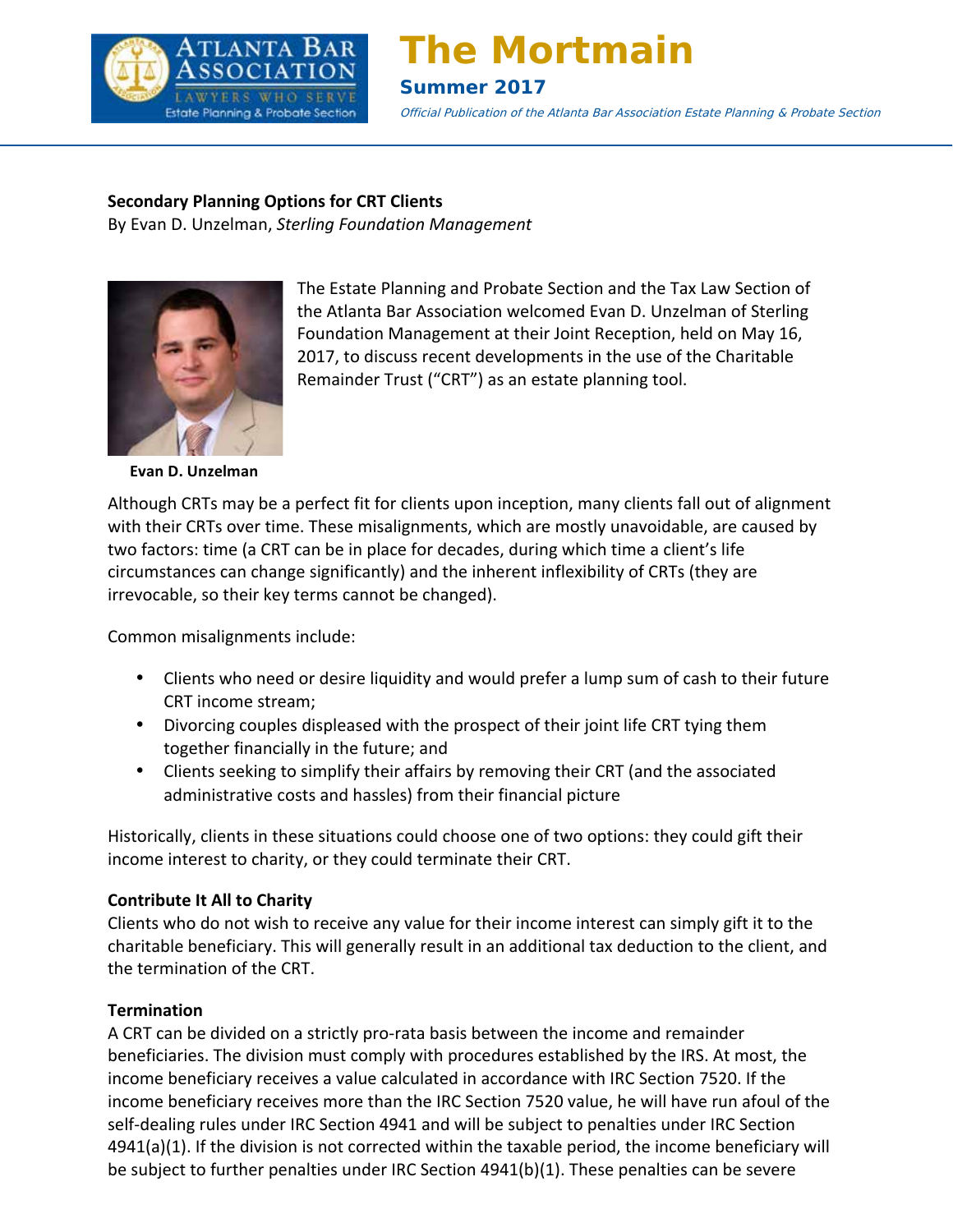# The Mortmain

## Summer 2017

*Official Publication of the Atlanta Bar Association Estate Planning & Probate Section*

**Secondary Planning Options for CRT Clients**

By Evan D. Unzelman, *Sterling Foundation Management*

The Estate Planning and Probate Section and the Tax Law Section of the Atlanta Bar Association welcomed Evan D. Unzelman of Sterling Foundation Management at their Joint Reception, held on May 16, 2017, to discuss recent developments in the use of the Charitable Remainder Trust ("CRT") as an estate planning tool.

**Evan D. Unzelman**

Although CRTs may be a perfect fit for clients upon inception, many clients fall out of alignment with their CRTs over time. These misalignments, which are mostly unavoidable, are caused by two factors: time (a CRT can be in place for decades, during which time a client's life circumstances can change significantly) and the inherent inflexibility of CRTs (they are irrevocable, so their key terms cannot be changed).

Common misalignments include:

- Clients who need or desire liquidity and would prefer a lump sum of cash to their future CRT income stream;
- Divorcing couples displeased with the prospect of their joint life CRT tying them together financially in the future; and
- Clients seeking to simplify their affairs by removing their CRT (and the associated administrative costs and hassles) from their financial picture

Historically, clients in these situations could choose one of two options: they could gift their income interest to charity, or they could terminate their CRT.

**Contribute It All to Charity**

Clients who do not wish to receive any value for their income interest can simply gift it to the charitable beneficiary. This will generally result in an additional tax deduction to the client, and the termination of the CRT.

**Termination**

A CRT can be divided on a strictly pro-rata basis between the income and remainder beneficiaries. The division must comply with procedures established by the IRS. At most, the income beneficiary receives a value calculated in accordance with IRC Section 7520. If the income beneficiary receives more than the IRC Section 7520 value, he will have run afoul of the self-dealing rules under IRC Section 4941 and will be subject to penalties under IRC Section 4941(a)(1). If the division is not corrected within the taxable period, the income beneficiary will be subject to further penalties under IRC Section 4941(b)(1). These penalties can be severe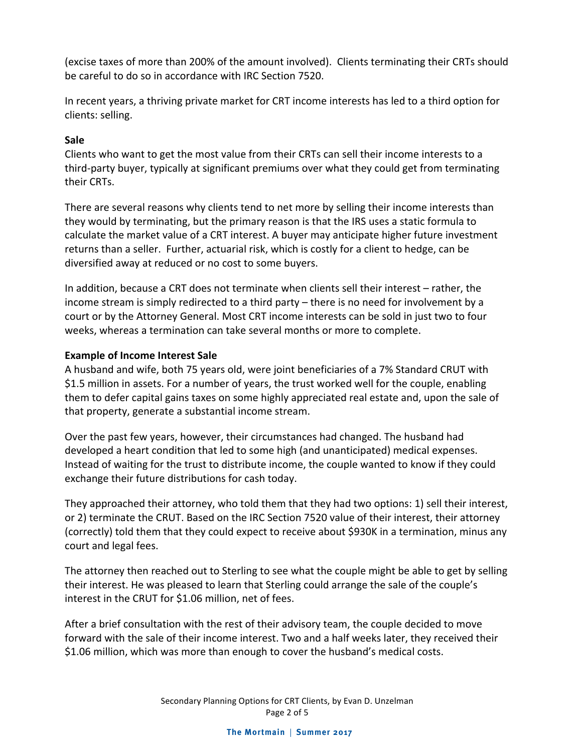(excise taxes of more than 200% of the amount involved). Clients terminating their CRTs should be careful to do so in accordance with IRC Section 7520.

In recent years, a thriving private market for CRT income interests has led to a third option for clients: selling.

**Sale**

Clients who want to get the most value from their CRTs can sell their income interests to a third-party buyer, typically at significant premiums over what they could get from terminating their CRTs.

There are several reasons why clients tend to net more by selling their income interests than they would by terminating, but the primary reason is that the IRS uses a static formula to calculate the market value of a CRT interest. A buyer may anticipate higher future investment returns than a seller. Further, actuarial risk, which is costly for a client to hedge, can be diversified away at reduced or no cost to some buyers.

In addition, because a CRT does not terminate when clients sell their interest – rather, the income stream is simply redirected to a third party – there is no need for involvement by a court or by the Attorney General. Most CRT income interests can be sold in just two to four weeks, whereas a termination can take several months or more to complete.

**Example of Income Interest Sale**

A husband and wife, both 75 years old, were joint beneficiaries of a 7% Standard CRUT with $1.5 million in assets. For a number of years, the trust worked well for the couple, enabling them to defer capital gains taxes on some highly appreciated real estate and, upon the sale of that property, generate a substantial income stream.

Over the past few years, however, their circumstances had changed. The husband had developed a heart condition that led to some high (and unanticipated) medical expenses. Instead of waiting for the trust to distribute income, the couple wanted to know if they could exchange their future distributions for cash today.

They approached their attorney, who told them that they had two options: 1) sell their interest, or 2) terminate the CRUT. Based on the IRC Section 7520 value of their interest, their attorney (correctly) told them that they could expect to receive about $930K in a termination, minus any court and legal fees.

The attorney then reached out to Sterling to see what the couple might be able to get by selling their interest. He was pleased to learn that Sterling could arrange the sale of the couple's interest in the CRUT for $1.06 million, net of fees.

After a brief consultation with the rest of their advisory team, the couple decided to move forward with the sale of their income interest. Two and a half weeks later, they received their $1.06 million, which was more than enough to cover the husband's medical costs.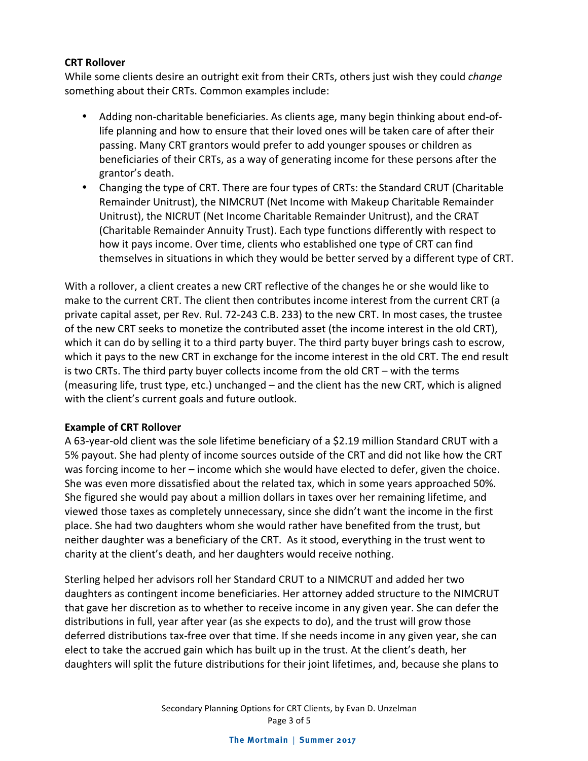**CRT Rollover**

While some clients desire an outright exit from their CRTs, others just wish they could *change* something about their CRTs. Common examples include:

- Adding non-charitable beneficiaries. As clients age, many begin thinking about end-of-life planning and how to ensure that their loved ones will be taken care of after their passing. Many CRT grantors would prefer to add younger spouses or children as beneficiaries of their CRTs, as a way of generating income for these persons after the grantor's death.
- Changing the type of CRT. There are four types of CRTs: the Standard CRUT (Charitable Remainder Unitrust), the NIMCRUT (Net Income with Makeup Charitable Remainder Unitrust), the NICRUT (Net Income Charitable Remainder Unitrust), and the CRAT (Charitable Remainder Annuity Trust). Each type functions differently with respect to how it pays income. Over time, clients who established one type of CRT can find themselves in situations in which they would be better served by a different type of CRT.

With a rollover, a client creates a new CRT reflective of the changes he or she would like to make to the current CRT. The client then contributes income interest from the current CRT (a private capital asset, per Rev. Rul. 72-243 C.B. 233) to the new CRT. In most cases, the trustee of the new CRT seeks to monetize the contributed asset (the income interest in the old CRT), which it can do by selling it to a third party buyer. The third party buyer brings cash to escrow, which it pays to the new CRT in exchange for the income interest in the old CRT. The end result is two CRTs. The third party buyer collects income from the old CRT – with the terms (measuring life, trust type, etc.) unchanged – and the client has the new CRT, which is aligned with the client's current goals and future outlook.

**Example of CRT Rollover**

A 63-year-old client was the sole lifetime beneficiary of a $2.19 million Standard CRUT with a 5% payout. She had plenty of income sources outside of the CRT and did not like how the CRT was forcing income to her – income which she would have elected to defer, given the choice. She was even more dissatisfied about the related tax, which in some years approached 50%. She figured she would pay about a million dollars in taxes over her remaining lifetime, and viewed those taxes as completely unnecessary, since she didn't want the income in the first place. She had two daughters whom she would rather have benefited from the trust, but neither daughter was a beneficiary of the CRT. As it stood, everything in the trust went to charity at the client's death, and her daughters would receive nothing.

Sterling helped her advisors roll her Standard CRUT to a NIMCRUT and added her two daughters as contingent income beneficiaries. Her attorney added structure to the NIMCRUT that gave her discretion as to whether to receive income in any given year. She can defer the distributions in full, year after year (as she expects to do), and the trust will grow those deferred distributions tax-free over that time. If she needs income in any given year, she can elect to take the accrued gain which has built up in the trust. At the client's death, her daughters will split the future distributions for their joint lifetimes, and, because she plans to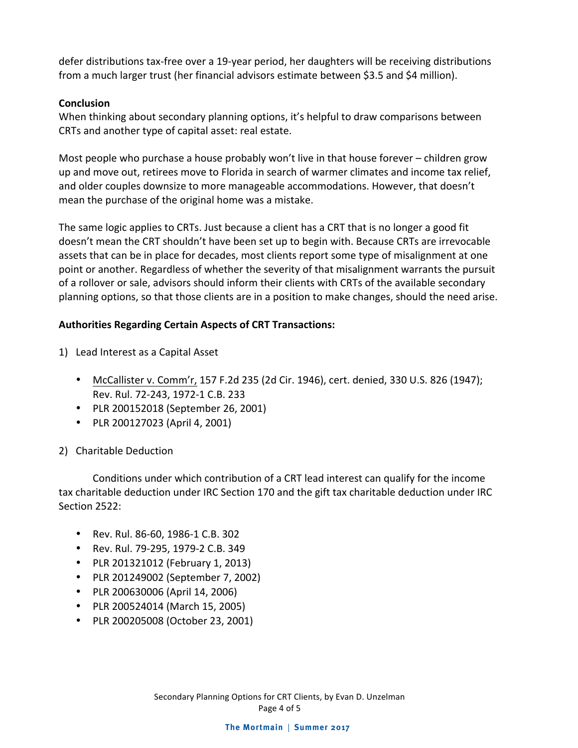defer distributions tax-free over a 19-year period, her daughters will be receiving distributions from a much larger trust (her financial advisors estimate between $3.5 and $4 million).

**Conclusion**

When thinking about secondary planning options, it's helpful to draw comparisons between CRTs and another type of capital asset: real estate.

Most people who purchase a house probably won't live in that house forever – children grow up and move out, retirees move to Florida in search of warmer climates and income tax relief, and older couples downsize to more manageable accommodations. However, that doesn't mean the purchase of the original home was a mistake.

The same logic applies to CRTs. Just because a client has a CRT that is no longer a good fit doesn't mean the CRT shouldn't have been set up to begin with. Because CRTs are irrevocable assets that can be in place for decades, most clients report some type of misalignment at one point or another. Regardless of whether the severity of that misalignment warrants the pursuit of a rollover or sale, advisors should inform their clients with CRTs of the available secondary planning options, so that those clients are in a position to make changes, should the need arise.

**Authorities Regarding Certain Aspects of CRT Transactions:**

1) Lead Interest as a Capital Asset

   - McCallister v. Comm'r, 157 F.2d 235 (2d Cir. 1946), cert. denied, 330 U.S. 826 (1947); Rev. Rul. 72-243, 1972-1 C.B. 233
   - PLR 200152018 (September 26, 2001)
   - PLR 200127023 (April 4, 2001)

2) Charitable Deduction

   Conditions under which contribution of a CRT lead interest can qualify for the income tax charitable deduction under IRC Section 170 and the gift tax charitable deduction under IRC Section 2522:

   - Rev. Rul. 86-60, 1986-1 C.B. 302
   - Rev. Rul. 79-295, 1979-2 C.B. 349
   - PLR 201321012 (February 1, 2013)
   - PLR 201249002 (September 7, 2002)
   - PLR 200630006 (April 14, 2006)
   - PLR 200524014 (March 15, 2005)
   - PLR 200205008 (October 23, 2001)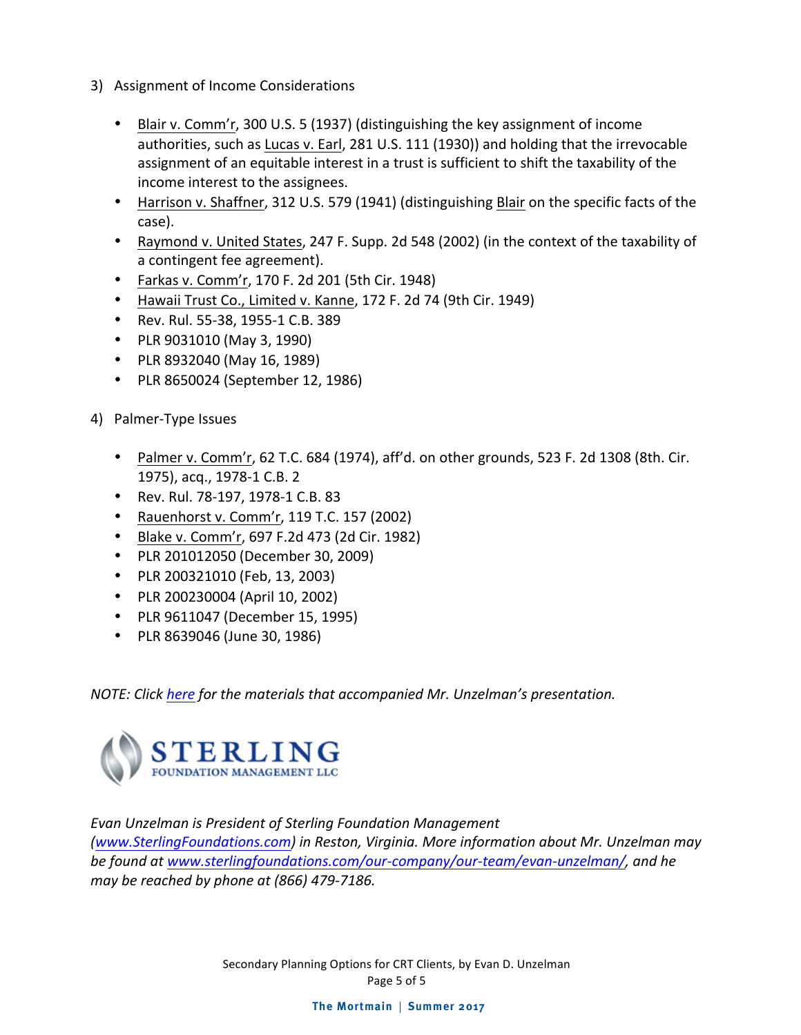3) Assignment of Income Considerations

- Blair v. Comm'r, 300 U.S. 5 (1937) (distinguishing the key assignment of income authorities, such as Lucas v. Earl, 281 U.S. 111 (1930)) and holding that the irrevocable assignment of an equitable interest in a trust is sufficient to shift the taxability of the income interest to the assignees.
- Harrison v. Shaffner, 312 U.S. 579 (1941) (distinguishing Blair on the specific facts of the case).
- Raymond v. United States, 247 F. Supp. 2d 548 (2002) (in the context of the taxability of a contingent fee agreement).
- Farkas v. Comm'r, 170 F. 2d 201 (5th Cir. 1948)
- Hawaii Trust Co., Limited v. Kanne, 172 F. 2d 74 (9th Cir. 1949)
- Rev. Rul. 55-38, 1955-1 C.B. 389
- PLR 9031010 (May 3, 1990)
- PLR 8932040 (May 16, 1989)
- PLR 8650024 (September 12, 1986)

4) Palmer-Type Issues

- Palmer v. Comm'r, 62 T.C. 684 (1974), aff'd. on other grounds, 523 F. 2d 1308 (8th. Cir. 1975), acq., 1978-1 C.B. 2
- Rev. Rul. 78-197, 1978-1 C.B. 83
- Rauenhorst v. Comm'r, 119 T.C. 157 (2002)
- Blake v. Comm'r, 697 F.2d 473 (2d Cir. 1982)
- PLR 201012050 (December 30, 2009)
- PLR 200321010 (Feb, 13, 2003)
- PLR 200230004 (April 10, 2002)
- PLR 9611047 (December 15, 1995)
- PLR 8639046 (June 30, 1986)

*NOTE: Click here for the materials that accompanied Mr. Unzelman's presentation.*

STERLING
FOUNDATION MANAGEMENT LLC

*Evan Unzelman is President of Sterling Foundation Management (www.SterlingFoundations.com) in Reston, Virginia. More information about Mr. Unzelman may be found at www.sterlingfoundations.com/our-company/our-team/evan-unzelman/, and he may be reached by phone at (866) 479-7186.*